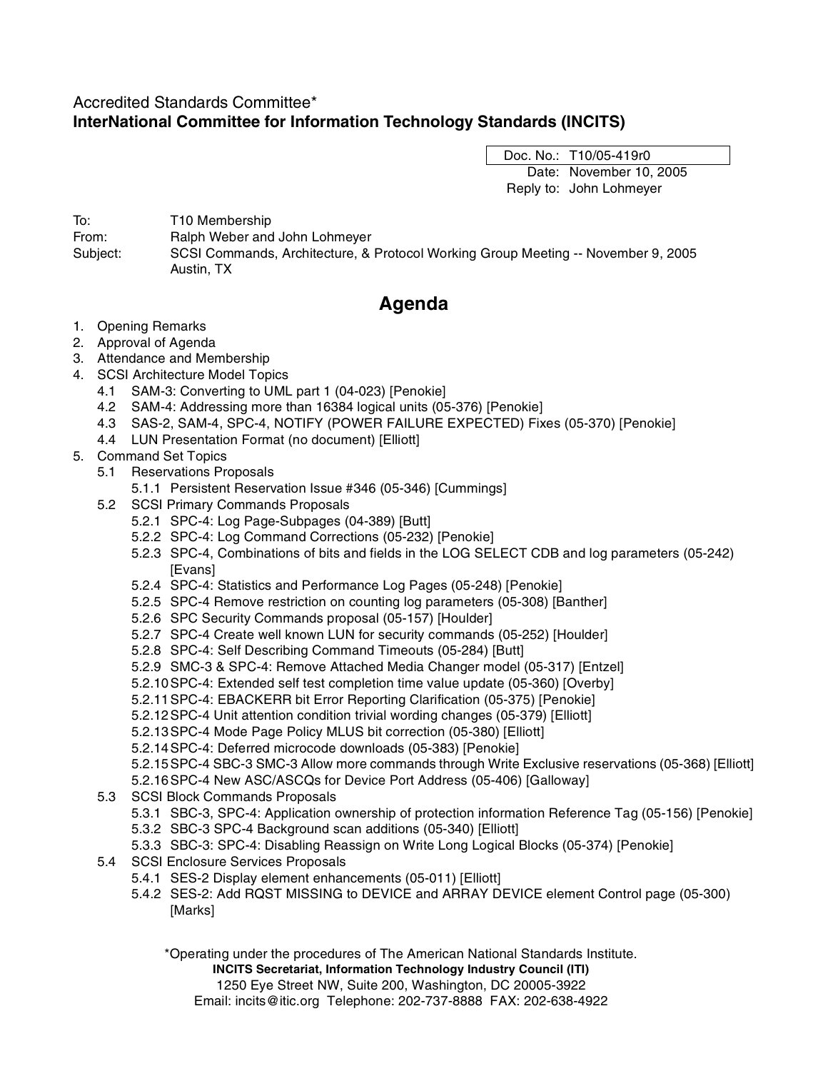Accredited Standards Committee*
**InterNational Committee for Information Technology Standards (INCITS)**

| Doc. No.: | T10/05-419r0 |
|---|---|
| Date: | November 10, 2005 |
| Reply to: | John Lohmeyer |

To: T10 Membership
From: Ralph Weber and John Lohmeyer
Subject: SCSI Commands, Architecture, & Protocol Working Group Meeting -- November 9, 2005 Austin, TX

# Agenda

1. Opening Remarks
2. Approval of Agenda
3. Attendance and Membership
4. SCSI Architecture Model Topics
    - 4.1 SAM-3: Converting to UML part 1 (04-023) [Penokie]
    - 4.2 SAM-4: Addressing more than 16384 logical units (05-376) [Penokie]
    - 4.3 SAS-2, SAM-4, SPC-4, NOTIFY (POWER FAILURE EXPECTED) Fixes (05-370) [Penokie]
    - 4.4 LUN Presentation Format (no document) [Elliott]
5. Command Set Topics
    - 5.1 Reservations Proposals
        - 5.1.1 Persistent Reservation Issue #346 (05-346) [Cummings]
    - 5.2 SCSI Primary Commands Proposals
        - 5.2.1 SPC-4: Log Page-Subpages (04-389) [Butt]
        - 5.2.2 SPC-4: Log Command Corrections (05-232) [Penokie]
        - 5.2.3 SPC-4, Combinations of bits and fields in the LOG SELECT CDB and log parameters (05-242) [Evans]
        - 5.2.4 SPC-4: Statistics and Performance Log Pages (05-248) [Penokie]
        - 5.2.5 SPC-4 Remove restriction on counting log parameters (05-308) [Banther]
        - 5.2.6 SPC Security Commands proposal (05-157) [Houlder]
        - 5.2.7 SPC-4 Create well known LUN for security commands (05-252) [Houlder]
        - 5.2.8 SPC-4: Self Describing Command Timeouts (05-284) [Butt]
        - 5.2.9 SMC-3 & SPC-4: Remove Attached Media Changer model (05-317) [Entzel]
        - 5.2.10 SPC-4: Extended self test completion time value update (05-360) [Overby]
        - 5.2.11 SPC-4: EBACKERR bit Error Reporting Clarification (05-375) [Penokie]
        - 5.2.12 SPC-4 Unit attention condition trivial wording changes (05-379) [Elliott]
        - 5.2.13 SPC-4 Mode Page Policy MLUS bit correction (05-380) [Elliott]
        - 5.2.14 SPC-4: Deferred microcode downloads (05-383) [Penokie]
        - 5.2.15 SPC-4 SBC-3 SMC-3 Allow more commands through Write Exclusive reservations (05-368) [Elliott]
        - 5.2.16 SPC-4 New ASC/ASCQs for Device Port Address (05-406) [Galloway]
    - 5.3 SCSI Block Commands Proposals
        - 5.3.1 SBC-3, SPC-4: Application ownership of protection information Reference Tag (05-156) [Penokie]
        - 5.3.2 SBC-3 SPC-4 Background scan additions (05-340) [Elliott]
        - 5.3.3 SBC-3: SPC-4: Disabling Reassign on Write Long Logical Blocks (05-374) [Penokie]
    - 5.4 SCSI Enclosure Services Proposals
        - 5.4.1 SES-2 Display element enhancements (05-011) [Elliott]
        - 5.4.2 SES-2: Add RQST MISSING to DEVICE and ARRAY DEVICE element Control page (05-300) [Marks]

*Operating under the procedures of The American National Standards Institute.
**INCITS Secretariat, Information Technology Industry Council (ITI)**
1250 Eye Street NW, Suite 200, Washington, DC 20005-3922
Email: incits@itic.org Telephone: 202-737-8888 FAX: 202-638-4922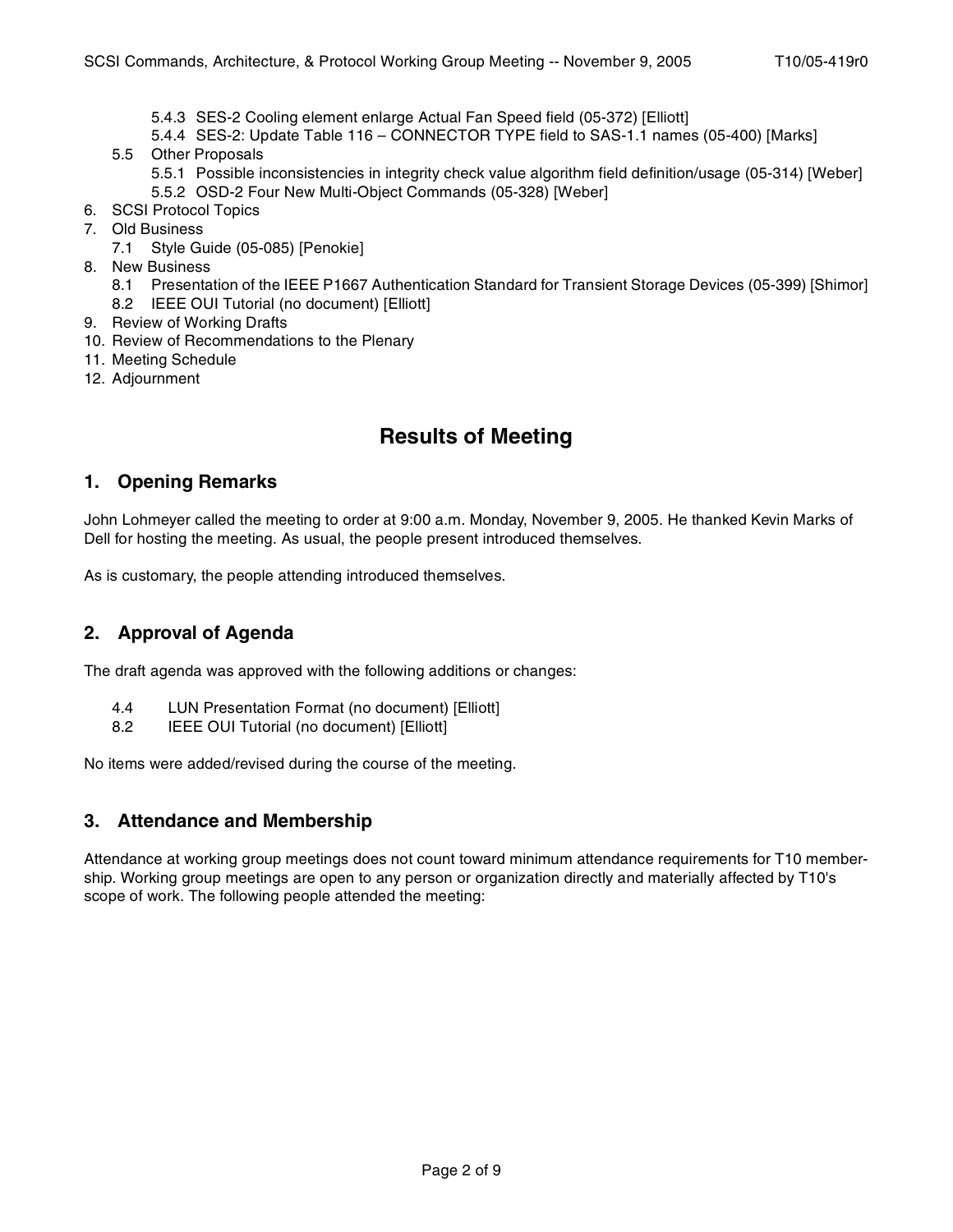- 5.4.3 SES-2 Cooling element enlarge Actual Fan Speed field (05-372) [Elliott]
- 5.4.4 SES-2: Update Table 116 – CONNECTOR TYPE field to SAS-1.1 names (05-400) [Marks]

5.5 Other Proposals

- 5.5.1 Possible inconsistencies in integrity check value algorithm field definition/usage (05-314) [Weber]
- 5.5.2 OSD-2 Four New Multi-Object Commands (05-328) [Weber]

6. SCSI Protocol Topics
7. Old Business
   - 7.1 Style Guide (05-085) [Penokie]
8. New Business
   - 8.1 Presentation of the IEEE P1667 Authentication Standard for Transient Storage Devices (05-399) [Shimor]
   - 8.2 IEEE OUI Tutorial (no document) [Elliott]
9. Review of Working Drafts
10. Review of Recommendations to the Plenary
11. Meeting Schedule
12. Adjournment

# Results of Meeting

## 1. Opening Remarks

John Lohmeyer called the meeting to order at 9:00 a.m. Monday, November 9, 2005. He thanked Kevin Marks of Dell for hosting the meeting. As usual, the people present introduced themselves.

As is customary, the people attending introduced themselves.

## 2. Approval of Agenda

The draft agenda was approved with the following additions or changes:

- 4.4 LUN Presentation Format (no document) [Elliott]
- 8.2 IEEE OUI Tutorial (no document) [Elliott]

No items were added/revised during the course of the meeting.

## 3. Attendance and Membership

Attendance at working group meetings does not count toward minimum attendance requirements for T10 membership. Working group meetings are open to any person or organization directly and materially affected by T10's scope of work. The following people attended the meeting: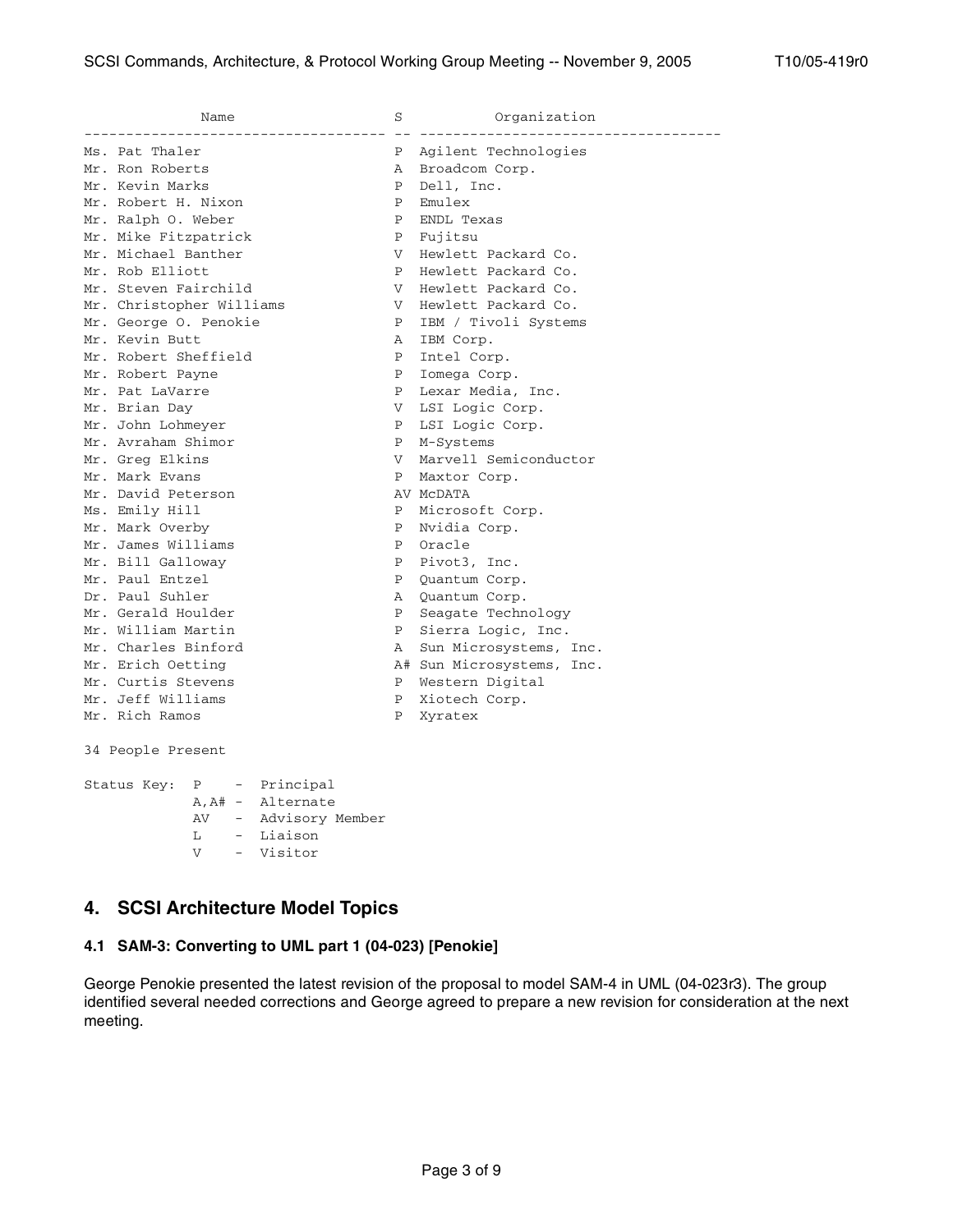| Name | S | Organization |
| --- | --- | --- |
| Ms. Pat Thaler | P | Agilent Technologies |
| Mr. Ron Roberts | A | Broadcom Corp. |
| Mr. Kevin Marks | P | Dell, Inc. |
| Mr. Robert H. Nixon | P | Emulex |
| Mr. Ralph O. Weber | P | ENDL Texas |
| Mr. Mike Fitzpatrick | P | Fujitsu |
| Mr. Michael Banther | V | Hewlett Packard Co. |
| Mr. Rob Elliott | P | Hewlett Packard Co. |
| Mr. Steven Fairchild | V | Hewlett Packard Co. |
| Mr. Christopher Williams | V | Hewlett Packard Co. |
| Mr. George O. Penokie | P | IBM / Tivoli Systems |
| Mr. Kevin Butt | A | IBM Corp. |
| Mr. Robert Sheffield | P | Intel Corp. |
| Mr. Robert Payne | P | Iomega Corp. |
| Mr. Pat LaVarre | P | Lexar Media, Inc. |
| Mr. Brian Day | V | LSI Logic Corp. |
| Mr. John Lohmeyer | P | LSI Logic Corp. |
| Mr. Avraham Shimor | P | M-Systems |
| Mr. Greg Elkins | V | Marvell Semiconductor |
| Mr. Mark Evans | P | Maxtor Corp. |
| Mr. David Peterson | AV | McDATA |
| Ms. Emily Hill | P | Microsoft Corp. |
| Mr. Mark Overby | P | Nvidia Corp. |
| Mr. James Williams | P | Oracle |
| Mr. Bill Galloway | P | Pivot3, Inc. |
| Mr. Paul Entzel | P | Quantum Corp. |
| Dr. Paul Suhler | A | Quantum Corp. |
| Mr. Gerald Houlder | P | Seagate Technology |
| Mr. William Martin | P | Sierra Logic, Inc. |
| Mr. Charles Binford | A | Sun Microsystems, Inc. |
| Mr. Erich Oetting | A# | Sun Microsystems, Inc. |
| Mr. Curtis Stevens | P | Western Digital |
| Mr. Jeff Williams | P | Xiotech Corp. |
| Mr. Rich Ramos | P | Xyratex |

34 People Present

```
Status Key:  P    -  Principal
             A,A# -  Alternate
             AV   -  Advisory Member
             L    -  Liaison
             V    -  Visitor
```

## 4. SCSI Architecture Model Topics

### 4.1 SAM-3: Converting to UML part 1 (04-023) [Penokie]

George Penokie presented the latest revision of the proposal to model SAM-4 in UML (04-023r3). The group identified several needed corrections and George agreed to prepare a new revision for consideration at the next meeting.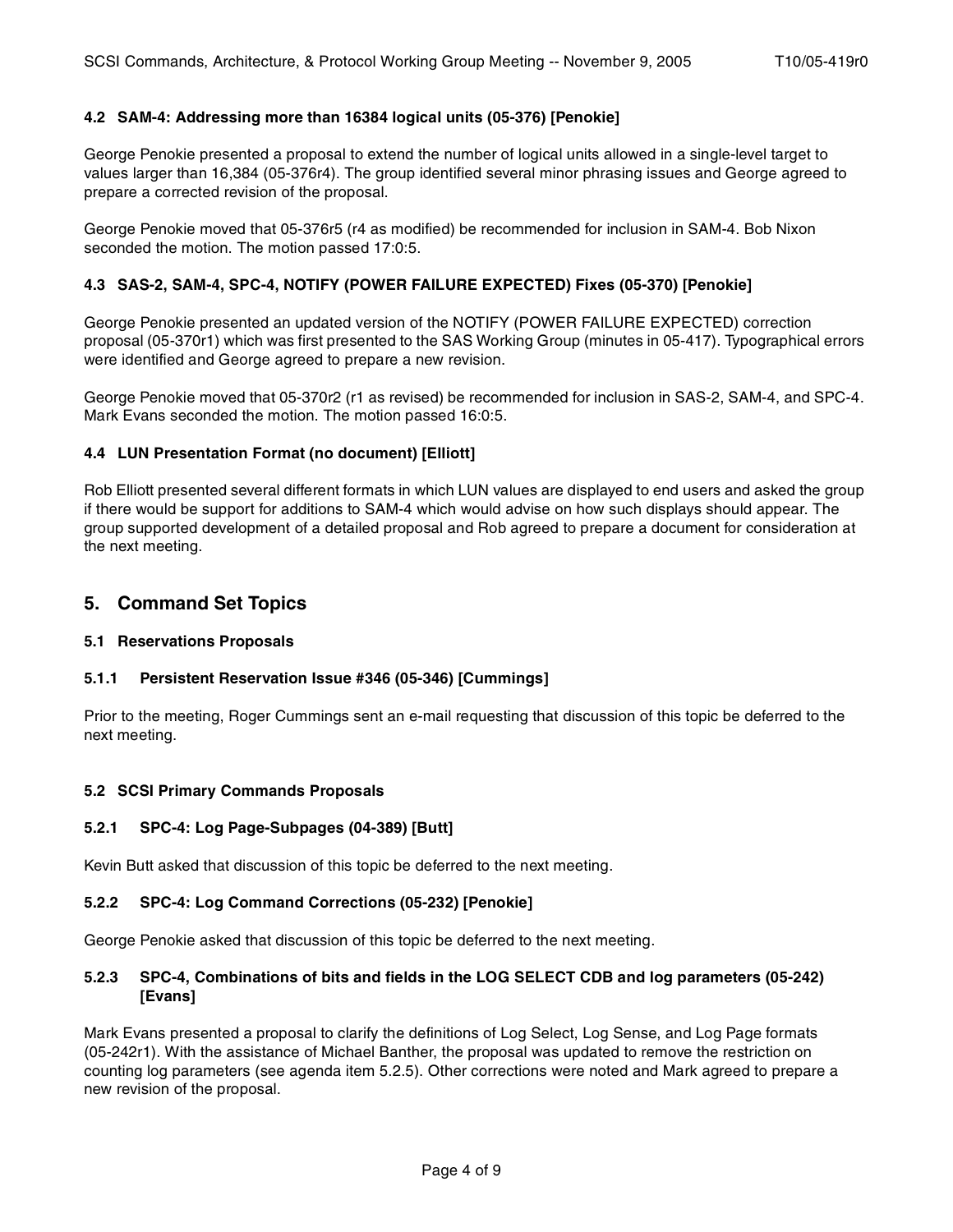### 4.2 SAM-4: Addressing more than 16384 logical units (05-376) [Penokie]

George Penokie presented a proposal to extend the number of logical units allowed in a single-level target to values larger than 16,384 (05-376r4). The group identified several minor phrasing issues and George agreed to prepare a corrected revision of the proposal.

George Penokie moved that 05-376r5 (r4 as modified) be recommended for inclusion in SAM-4. Bob Nixon seconded the motion. The motion passed 17:0:5.

### 4.3 SAS-2, SAM-4, SPC-4, NOTIFY (POWER FAILURE EXPECTED) Fixes (05-370) [Penokie]

George Penokie presented an updated version of the NOTIFY (POWER FAILURE EXPECTED) correction proposal (05-370r1) which was first presented to the SAS Working Group (minutes in 05-417). Typographical errors were identified and George agreed to prepare a new revision.

George Penokie moved that 05-370r2 (r1 as revised) be recommended for inclusion in SAS-2, SAM-4, and SPC-4. Mark Evans seconded the motion. The motion passed 16:0:5.

### 4.4 LUN Presentation Format (no document) [Elliott]

Rob Elliott presented several different formats in which LUN values are displayed to end users and asked the group if there would be support for additions to SAM-4 which would advise on how such displays should appear. The group supported development of a detailed proposal and Rob agreed to prepare a document for consideration at the next meeting.

## 5. Command Set Topics

### 5.1 Reservations Proposals

#### 5.1.1 Persistent Reservation Issue #346 (05-346) [Cummings]

Prior to the meeting, Roger Cummings sent an e-mail requesting that discussion of this topic be deferred to the next meeting.

### 5.2 SCSI Primary Commands Proposals

#### 5.2.1 SPC-4: Log Page-Subpages (04-389) [Butt]

Kevin Butt asked that discussion of this topic be deferred to the next meeting.

#### 5.2.2 SPC-4: Log Command Corrections (05-232) [Penokie]

George Penokie asked that discussion of this topic be deferred to the next meeting.

#### 5.2.3 SPC-4, Combinations of bits and fields in the LOG SELECT CDB and log parameters (05-242) [Evans]

Mark Evans presented a proposal to clarify the definitions of Log Select, Log Sense, and Log Page formats (05-242r1). With the assistance of Michael Banther, the proposal was updated to remove the restriction on counting log parameters (see agenda item 5.2.5). Other corrections were noted and Mark agreed to prepare a new revision of the proposal.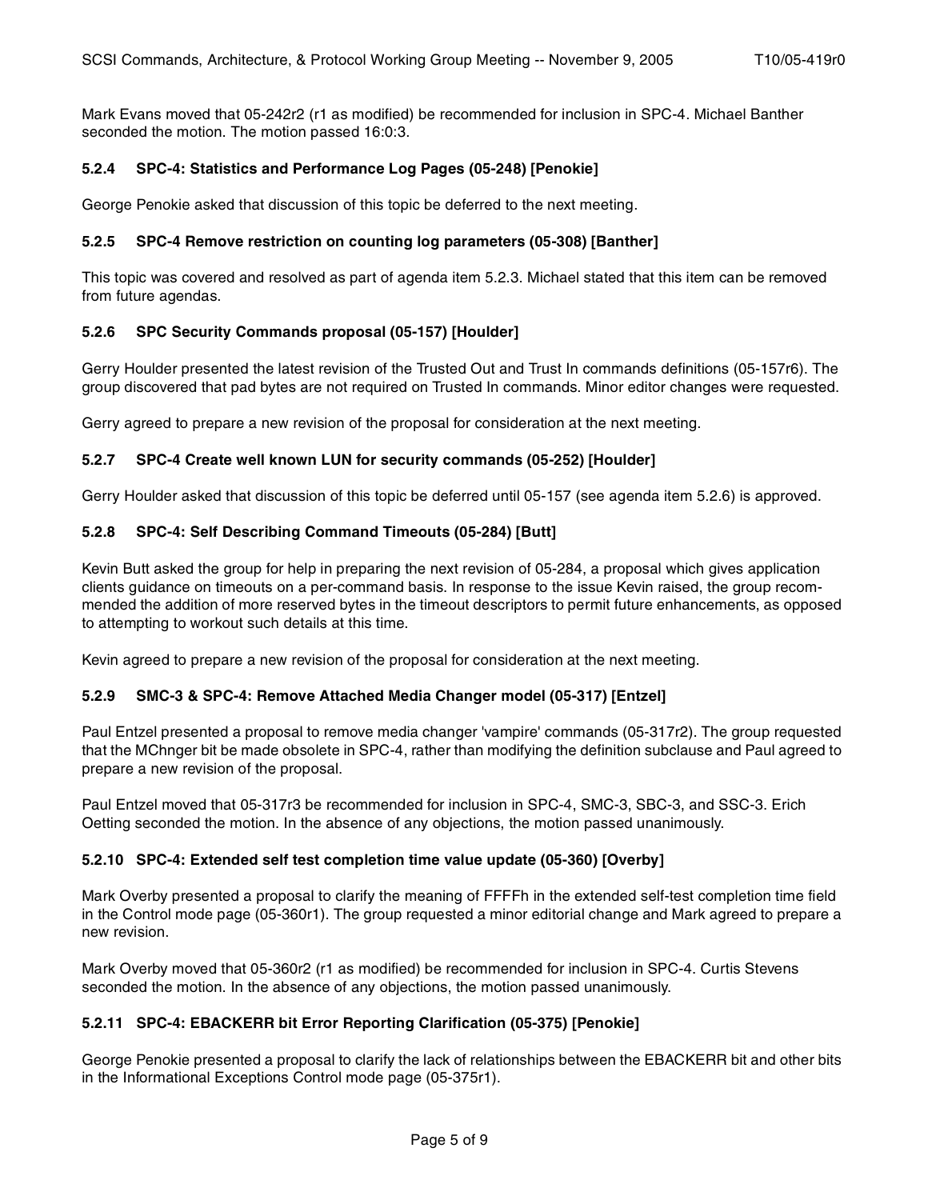Mark Evans moved that 05-242r2 (r1 as modified) be recommended for inclusion in SPC-4. Michael Banther seconded the motion. The motion passed 16:0:3.

### 5.2.4 SPC-4: Statistics and Performance Log Pages (05-248) [Penokie]

George Penokie asked that discussion of this topic be deferred to the next meeting.

### 5.2.5 SPC-4 Remove restriction on counting log parameters (05-308) [Banther]

This topic was covered and resolved as part of agenda item 5.2.3. Michael stated that this item can be removed from future agendas.

### 5.2.6 SPC Security Commands proposal (05-157) [Houlder]

Gerry Houlder presented the latest revision of the Trusted Out and Trust In commands definitions (05-157r6). The group discovered that pad bytes are not required on Trusted In commands. Minor editor changes were requested.

Gerry agreed to prepare a new revision of the proposal for consideration at the next meeting.

### 5.2.7 SPC-4 Create well known LUN for security commands (05-252) [Houlder]

Gerry Houlder asked that discussion of this topic be deferred until 05-157 (see agenda item 5.2.6) is approved.

### 5.2.8 SPC-4: Self Describing Command Timeouts (05-284) [Butt]

Kevin Butt asked the group for help in preparing the next revision of 05-284, a proposal which gives application clients guidance on timeouts on a per-command basis. In response to the issue Kevin raised, the group recommended the addition of more reserved bytes in the timeout descriptors to permit future enhancements, as opposed to attempting to workout such details at this time.

Kevin agreed to prepare a new revision of the proposal for consideration at the next meeting.

### 5.2.9 SMC-3 & SPC-4: Remove Attached Media Changer model (05-317) [Entzel]

Paul Entzel presented a proposal to remove media changer 'vampire' commands (05-317r2). The group requested that the MChnger bit be made obsolete in SPC-4, rather than modifying the definition subclause and Paul agreed to prepare a new revision of the proposal.

Paul Entzel moved that 05-317r3 be recommended for inclusion in SPC-4, SMC-3, SBC-3, and SSC-3. Erich Oetting seconded the motion. In the absence of any objections, the motion passed unanimously.

### 5.2.10 SPC-4: Extended self test completion time value update (05-360) [Overby]

Mark Overby presented a proposal to clarify the meaning of FFFFh in the extended self-test completion time field in the Control mode page (05-360r1). The group requested a minor editorial change and Mark agreed to prepare a new revision.

Mark Overby moved that 05-360r2 (r1 as modified) be recommended for inclusion in SPC-4. Curtis Stevens seconded the motion. In the absence of any objections, the motion passed unanimously.

### 5.2.11 SPC-4: EBACKERR bit Error Reporting Clarification (05-375) [Penokie]

George Penokie presented a proposal to clarify the lack of relationships between the EBACKERR bit and other bits in the Informational Exceptions Control mode page (05-375r1).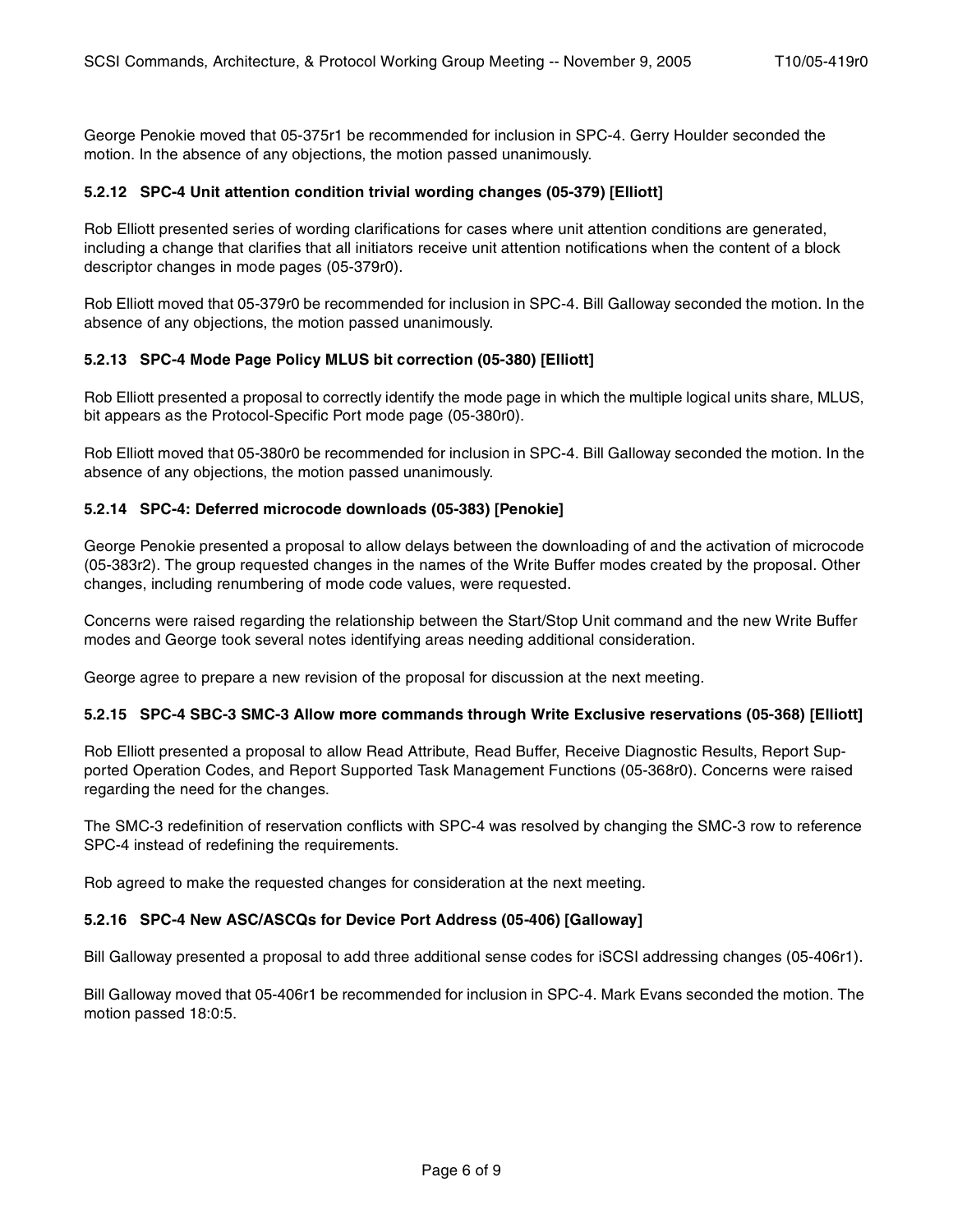George Penokie moved that 05-375r1 be recommended for inclusion in SPC-4. Gerry Houlder seconded the motion. In the absence of any objections, the motion passed unanimously.

### 5.2.12 SPC-4 Unit attention condition trivial wording changes (05-379) [Elliott]

Rob Elliott presented series of wording clarifications for cases where unit attention conditions are generated, including a change that clarifies that all initiators receive unit attention notifications when the content of a block descriptor changes in mode pages (05-379r0).

Rob Elliott moved that 05-379r0 be recommended for inclusion in SPC-4. Bill Galloway seconded the motion. In the absence of any objections, the motion passed unanimously.

### 5.2.13 SPC-4 Mode Page Policy MLUS bit correction (05-380) [Elliott]

Rob Elliott presented a proposal to correctly identify the mode page in which the multiple logical units share, MLUS, bit appears as the Protocol-Specific Port mode page (05-380r0).

Rob Elliott moved that 05-380r0 be recommended for inclusion in SPC-4. Bill Galloway seconded the motion. In the absence of any objections, the motion passed unanimously.

### 5.2.14 SPC-4: Deferred microcode downloads (05-383) [Penokie]

George Penokie presented a proposal to allow delays between the downloading of and the activation of microcode (05-383r2). The group requested changes in the names of the Write Buffer modes created by the proposal. Other changes, including renumbering of mode code values, were requested.

Concerns were raised regarding the relationship between the Start/Stop Unit command and the new Write Buffer modes and George took several notes identifying areas needing additional consideration.

George agree to prepare a new revision of the proposal for discussion at the next meeting.

### 5.2.15 SPC-4 SBC-3 SMC-3 Allow more commands through Write Exclusive reservations (05-368) [Elliott]

Rob Elliott presented a proposal to allow Read Attribute, Read Buffer, Receive Diagnostic Results, Report Supported Operation Codes, and Report Supported Task Management Functions (05-368r0). Concerns were raised regarding the need for the changes.

The SMC-3 redefinition of reservation conflicts with SPC-4 was resolved by changing the SMC-3 row to reference SPC-4 instead of redefining the requirements.

Rob agreed to make the requested changes for consideration at the next meeting.

### 5.2.16 SPC-4 New ASC/ASCQs for Device Port Address (05-406) [Galloway]

Bill Galloway presented a proposal to add three additional sense codes for iSCSI addressing changes (05-406r1).

Bill Galloway moved that 05-406r1 be recommended for inclusion in SPC-4. Mark Evans seconded the motion. The motion passed 18:0:5.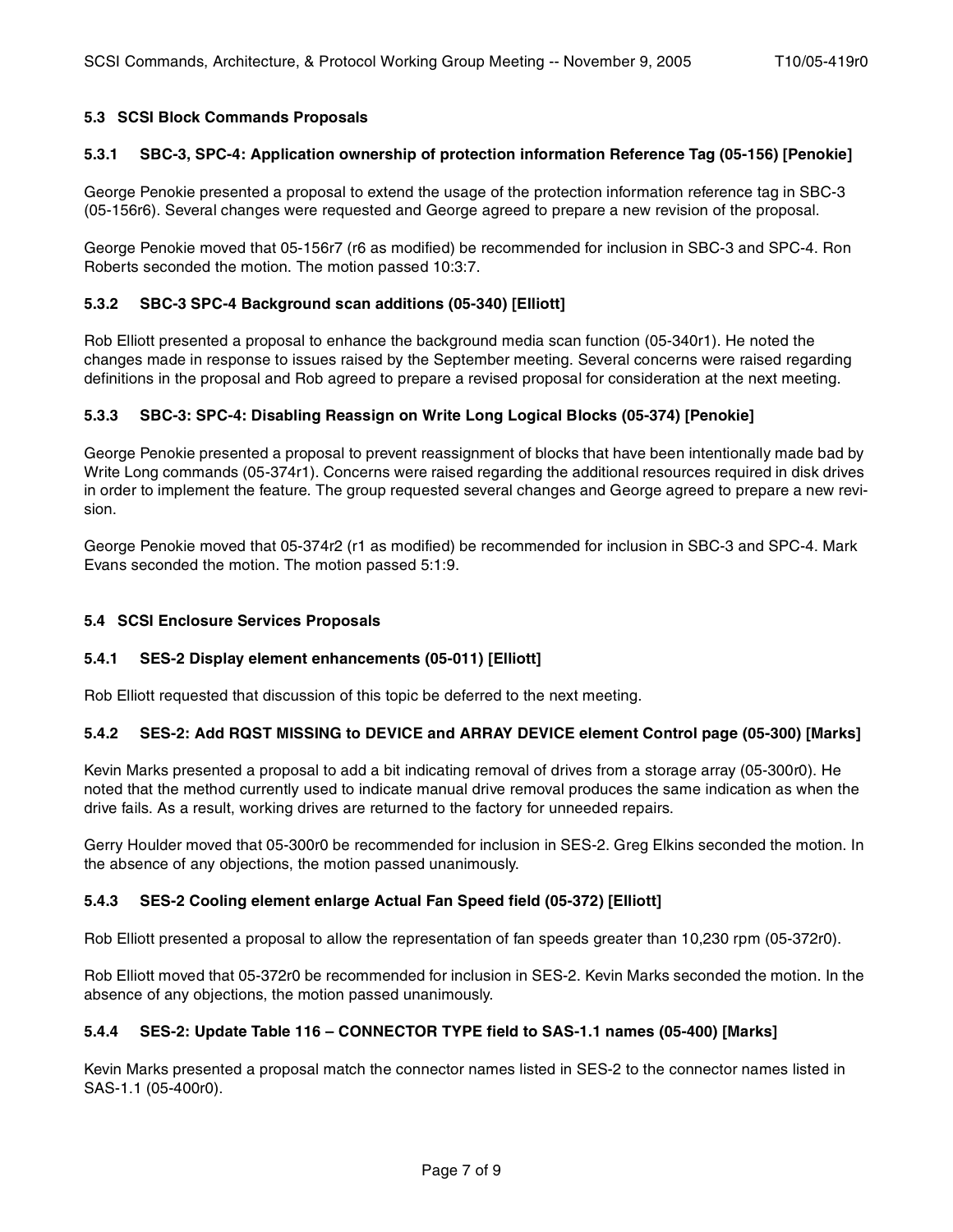### 5.3 SCSI Block Commands Proposals

#### 5.3.1 SBC-3, SPC-4: Application ownership of protection information Reference Tag (05-156) [Penokie]

George Penokie presented a proposal to extend the usage of the protection information reference tag in SBC-3 (05-156r6). Several changes were requested and George agreed to prepare a new revision of the proposal.

George Penokie moved that 05-156r7 (r6 as modified) be recommended for inclusion in SBC-3 and SPC-4. Ron Roberts seconded the motion. The motion passed 10:3:7.

#### 5.3.2 SBC-3 SPC-4 Background scan additions (05-340) [Elliott]

Rob Elliott presented a proposal to enhance the background media scan function (05-340r1). He noted the changes made in response to issues raised by the September meeting. Several concerns were raised regarding definitions in the proposal and Rob agreed to prepare a revised proposal for consideration at the next meeting.

#### 5.3.3 SBC-3: SPC-4: Disabling Reassign on Write Long Logical Blocks (05-374) [Penokie]

George Penokie presented a proposal to prevent reassignment of blocks that have been intentionally made bad by Write Long commands (05-374r1). Concerns were raised regarding the additional resources required in disk drives in order to implement the feature. The group requested several changes and George agreed to prepare a new revision.

George Penokie moved that 05-374r2 (r1 as modified) be recommended for inclusion in SBC-3 and SPC-4. Mark Evans seconded the motion. The motion passed 5:1:9.

### 5.4 SCSI Enclosure Services Proposals

#### 5.4.1 SES-2 Display element enhancements (05-011) [Elliott]

Rob Elliott requested that discussion of this topic be deferred to the next meeting.

#### 5.4.2 SES-2: Add RQST MISSING to DEVICE and ARRAY DEVICE element Control page (05-300) [Marks]

Kevin Marks presented a proposal to add a bit indicating removal of drives from a storage array (05-300r0). He noted that the method currently used to indicate manual drive removal produces the same indication as when the drive fails. As a result, working drives are returned to the factory for unneeded repairs.

Gerry Houlder moved that 05-300r0 be recommended for inclusion in SES-2. Greg Elkins seconded the motion. In the absence of any objections, the motion passed unanimously.

#### 5.4.3 SES-2 Cooling element enlarge Actual Fan Speed field (05-372) [Elliott]

Rob Elliott presented a proposal to allow the representation of fan speeds greater than 10,230 rpm (05-372r0).

Rob Elliott moved that 05-372r0 be recommended for inclusion in SES-2. Kevin Marks seconded the motion. In the absence of any objections, the motion passed unanimously.

#### 5.4.4 SES-2: Update Table 116 – CONNECTOR TYPE field to SAS-1.1 names (05-400) [Marks]

Kevin Marks presented a proposal match the connector names listed in SES-2 to the connector names listed in SAS-1.1 (05-400r0).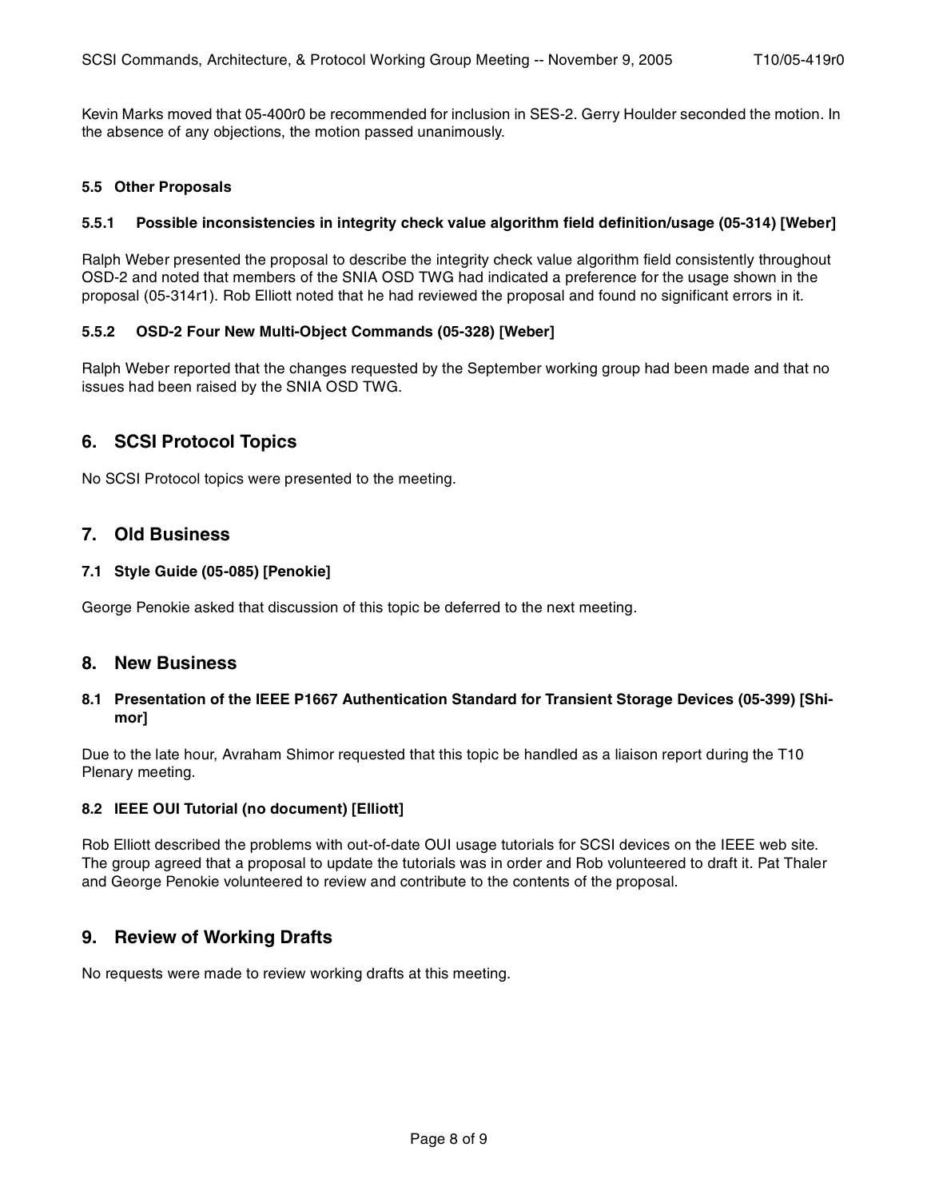Kevin Marks moved that 05-400r0 be recommended for inclusion in SES-2. Gerry Houlder seconded the motion. In the absence of any objections, the motion passed unanimously.

### 5.5 Other Proposals

#### 5.5.1 Possible inconsistencies in integrity check value algorithm field definition/usage (05-314) [Weber]

Ralph Weber presented the proposal to describe the integrity check value algorithm field consistently throughout OSD-2 and noted that members of the SNIA OSD TWG had indicated a preference for the usage shown in the proposal (05-314r1). Rob Elliott noted that he had reviewed the proposal and found no significant errors in it.

#### 5.5.2 OSD-2 Four New Multi-Object Commands (05-328) [Weber]

Ralph Weber reported that the changes requested by the September working group had been made and that no issues had been raised by the SNIA OSD TWG.

## 6. SCSI Protocol Topics

No SCSI Protocol topics were presented to the meeting.

## 7. Old Business

### 7.1 Style Guide (05-085) [Penokie]

George Penokie asked that discussion of this topic be deferred to the next meeting.

## 8. New Business

### 8.1 Presentation of the IEEE P1667 Authentication Standard for Transient Storage Devices (05-399) [Shimor]

Due to the late hour, Avraham Shimor requested that this topic be handled as a liaison report during the T10 Plenary meeting.

### 8.2 IEEE OUI Tutorial (no document) [Elliott]

Rob Elliott described the problems with out-of-date OUI usage tutorials for SCSI devices on the IEEE web site. The group agreed that a proposal to update the tutorials was in order and Rob volunteered to draft it. Pat Thaler and George Penokie volunteered to review and contribute to the contents of the proposal.

## 9. Review of Working Drafts

No requests were made to review working drafts at this meeting.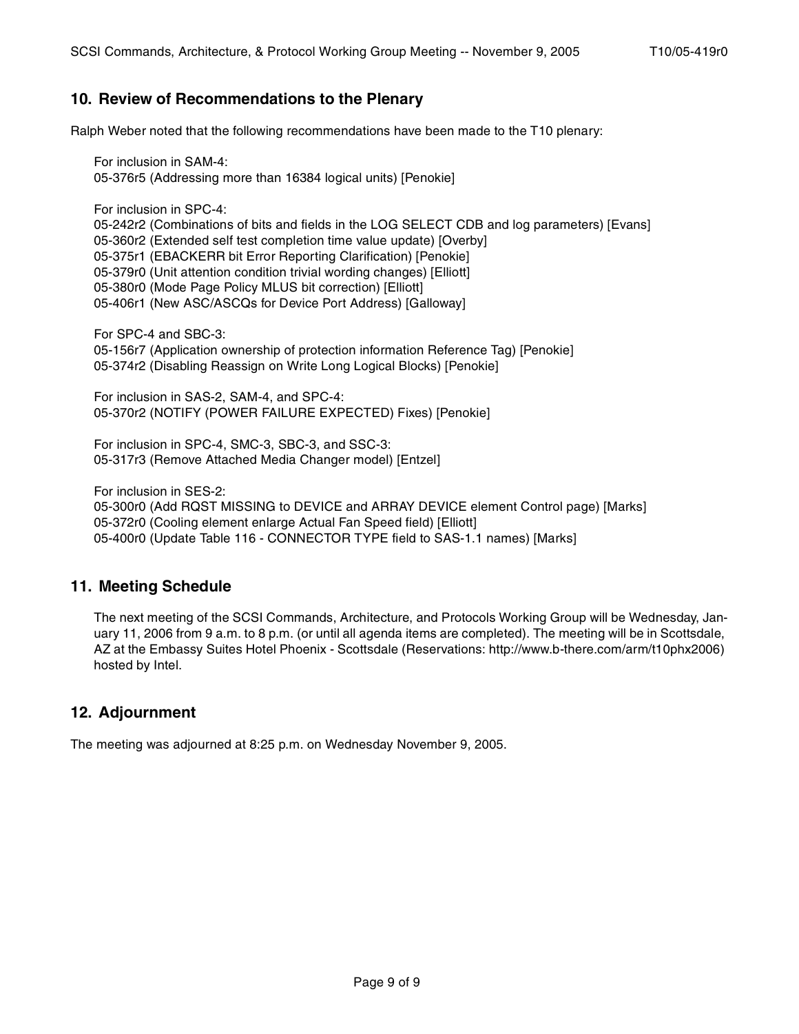## 10. Review of Recommendations to the Plenary

Ralph Weber noted that the following recommendations have been made to the T10 plenary:

For inclusion in SAM-4:
05-376r5 (Addressing more than 16384 logical units) [Penokie]

For inclusion in SPC-4:
05-242r2 (Combinations of bits and fields in the LOG SELECT CDB and log parameters) [Evans]
05-360r2 (Extended self test completion time value update) [Overby]
05-375r1 (EBACKERR bit Error Reporting Clarification) [Penokie]
05-379r0 (Unit attention condition trivial wording changes) [Elliott]
05-380r0 (Mode Page Policy MLUS bit correction) [Elliott]
05-406r1 (New ASC/ASCQs for Device Port Address) [Galloway]

For SPC-4 and SBC-3:
05-156r7 (Application ownership of protection information Reference Tag) [Penokie]
05-374r2 (Disabling Reassign on Write Long Logical Blocks) [Penokie]

For inclusion in SAS-2, SAM-4, and SPC-4:
05-370r2 (NOTIFY (POWER FAILURE EXPECTED) Fixes) [Penokie]

For inclusion in SPC-4, SMC-3, SBC-3, and SSC-3:
05-317r3 (Remove Attached Media Changer model) [Entzel]

For inclusion in SES-2:
05-300r0 (Add RQST MISSING to DEVICE and ARRAY DEVICE element Control page) [Marks]
05-372r0 (Cooling element enlarge Actual Fan Speed field) [Elliott]
05-400r0 (Update Table 116 - CONNECTOR TYPE field to SAS-1.1 names) [Marks]

## 11. Meeting Schedule

The next meeting of the SCSI Commands, Architecture, and Protocols Working Group will be Wednesday, January 11, 2006 from 9 a.m. to 8 p.m. (or until all agenda items are completed). The meeting will be in Scottsdale, AZ at the Embassy Suites Hotel Phoenix - Scottsdale (Reservations: http://www.b-there.com/arm/t10phx2006) hosted by Intel.

## 12. Adjournment

The meeting was adjourned at 8:25 p.m. on Wednesday November 9, 2005.